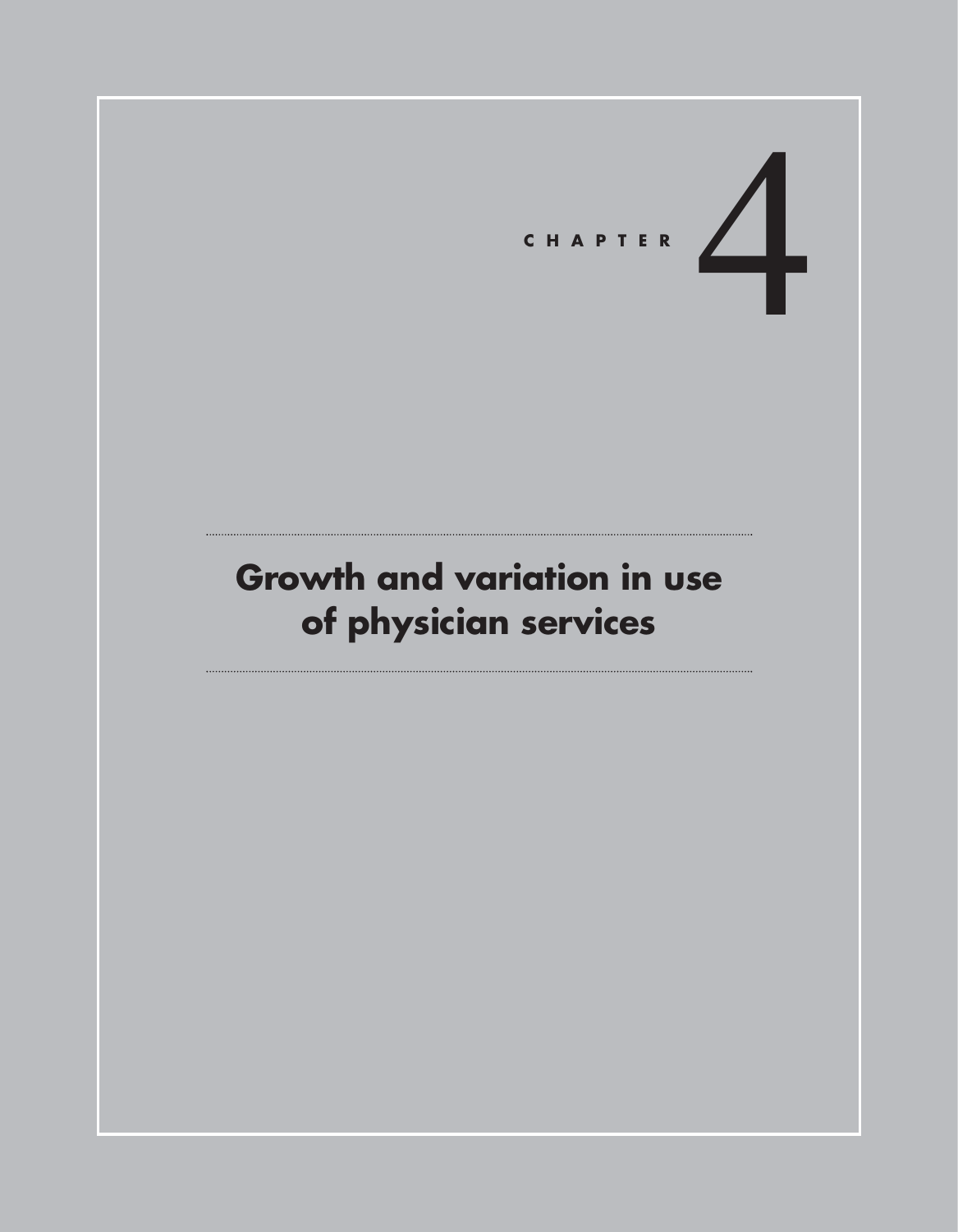CHAPTER 4

# Growth and variation in use of physician services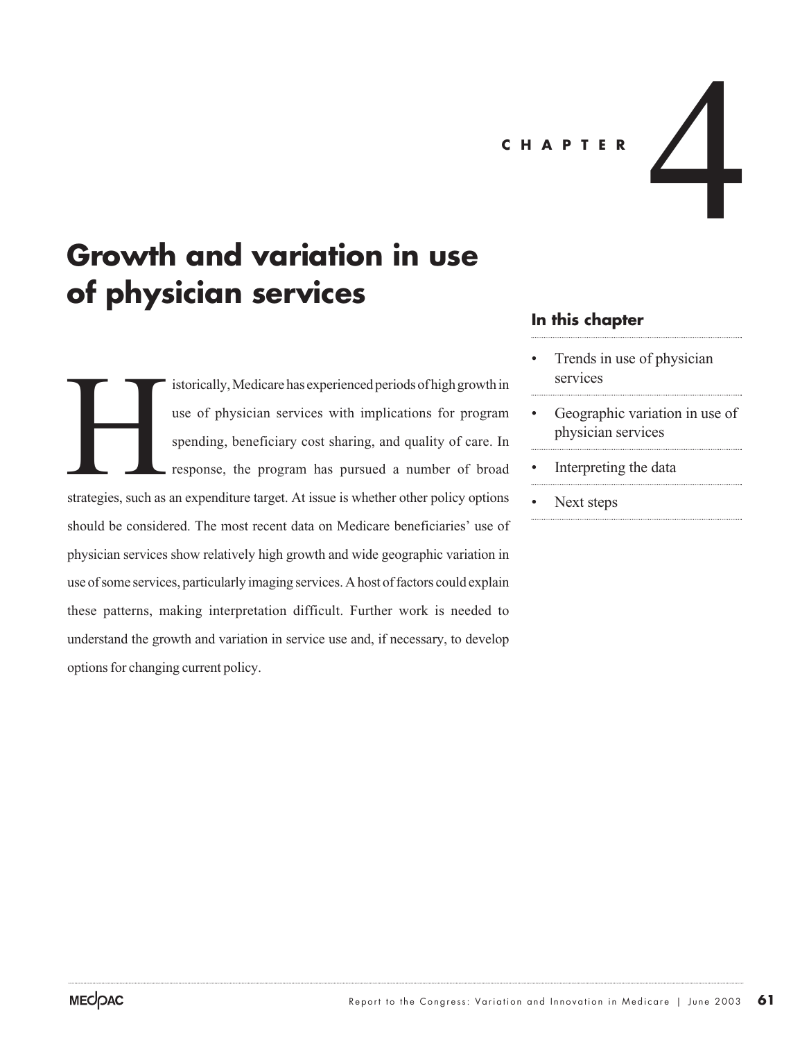CHAPTER 4

# Growth and variation in use of physician services

Historically, Medicare has experienced periods of high growth in use of physician services with implications for program spending, beneficiary cost sharing, and quality of care. In response, the program has pursued a number of broad strategies, such as an expenditure target. At issue is whether other policy options should be considered. The most recent data on Medicare beneficiaries' use of physician services show relatively high growth and wide geographic variation in use of some services, particularly imaging services. A host of factors could explain these patterns, making interpretation difficult. Further work is needed to understand the growth and variation in service use and, if necessary, to develop options for changing current policy.

### In this chapter

- Trends in use of physician services
- Geographic variation in use of physician services
- Interpreting the data
- Next steps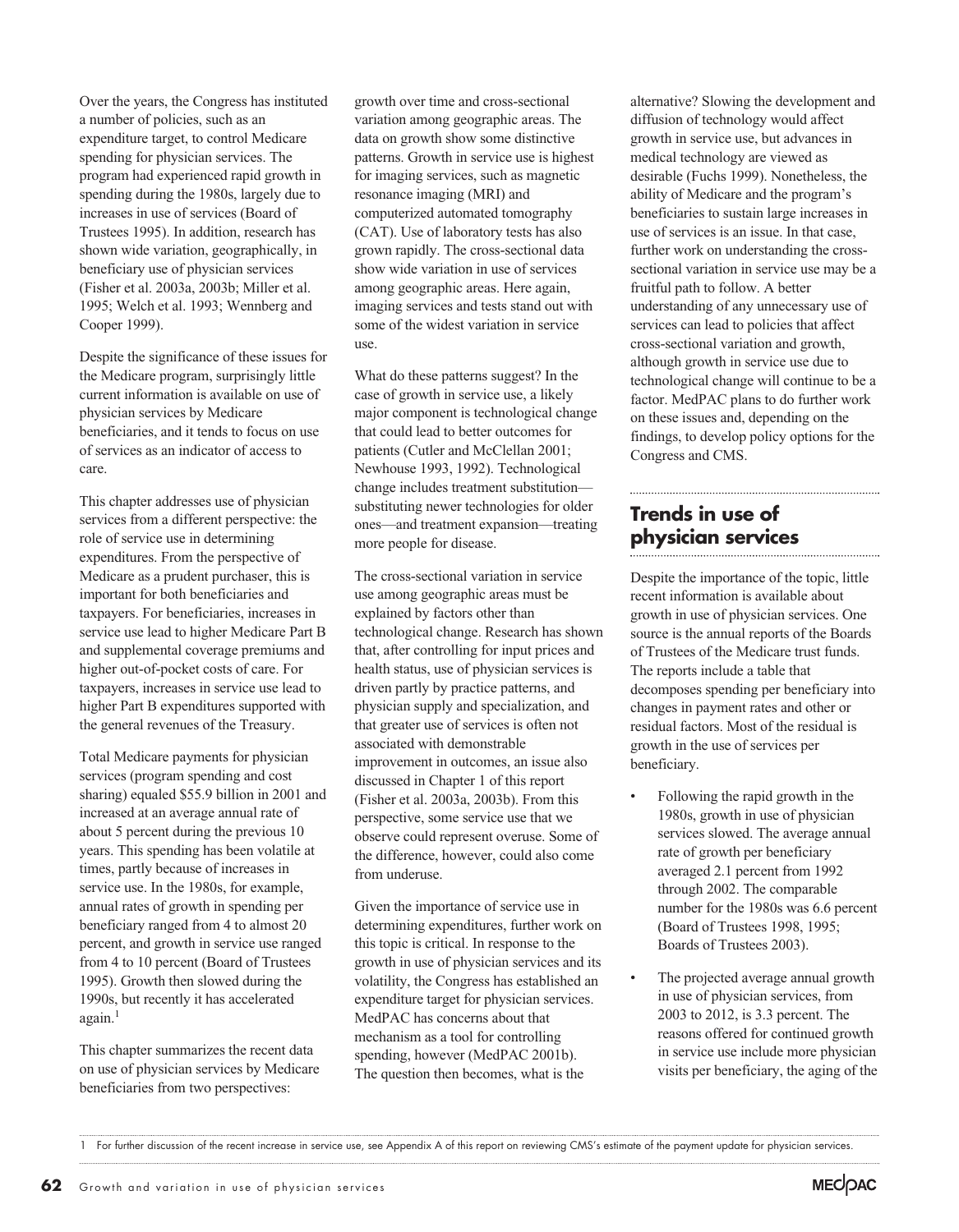Over the years, the Congress has instituted a number of policies, such as an expenditure target, to control Medicare spending for physician services. The program had experienced rapid growth in spending during the 1980s, largely due to increases in use of services (Board of Trustees 1995). In addition, research has shown wide variation, geographically, in beneficiary use of physician services (Fisher et al. 2003a, 2003b; Miller et al. 1995; Welch et al. 1993; Wennberg and Cooper 1999).

Despite the significance of these issues for the Medicare program, surprisingly little current information is available on use of physician services by Medicare beneficiaries, and it tends to focus on use of services as an indicator of access to care.

This chapter addresses use of physician services from a different perspective: the role of service use in determining expenditures. From the perspective of Medicare as a prudent purchaser, this is important for both beneficiaries and taxpayers. For beneficiaries, increases in service use lead to higher Medicare Part B and supplemental coverage premiums and higher out-of-pocket costs of care. For taxpayers, increases in service use lead to higher Part B expenditures supported with the general revenues of the Treasury.

Total Medicare payments for physician services (program spending and cost sharing) equaled $55.9 billion in 2001 and increased at an average annual rate of about 5 percent during the previous 10 years. This spending has been volatile at times, partly because of increases in service use. In the 1980s, for example, annual rates of growth in spending per beneficiary ranged from 4 to almost 20 percent, and growth in service use ranged from 4 to 10 percent (Board of Trustees 1995). Growth then slowed during the 1990s, but recently it has accelerated again.[1]

This chapter summarizes the recent data on use of physician services by Medicare beneficiaries from two perspectives: growth over time and cross-sectional variation among geographic areas. The data on growth show some distinctive patterns. Growth in service use is highest for imaging services, such as magnetic resonance imaging (MRI) and computerized automated tomography (CAT). Use of laboratory tests has also grown rapidly. The cross-sectional data show wide variation in use of services among geographic areas. Here again, imaging services and tests stand out with some of the widest variation in service use.

What do these patterns suggest? In the case of growth in service use, a likely major component is technological change that could lead to better outcomes for patients (Cutler and McClellan 2001; Newhouse 1993, 1992). Technological change includes treatment substitution—substituting newer technologies for older ones—and treatment expansion—treating more people for disease.

The cross-sectional variation in service use among geographic areas must be explained by factors other than technological change. Research has shown that, after controlling for input prices and health status, use of physician services is driven partly by practice patterns, and physician supply and specialization, and that greater use of services is often not associated with demonstrable improvement in outcomes, an issue also discussed in Chapter 1 of this report (Fisher et al. 2003a, 2003b). From this perspective, some service use that we observe could represent overuse. Some of the difference, however, could also come from underuse.

Given the importance of service use in determining expenditures, further work on this topic is critical. In response to the growth in use of physician services and its volatility, the Congress has established an expenditure target for physician services. MedPAC has concerns about that mechanism as a tool for controlling spending, however (MedPAC 2001b). The question then becomes, what is the alternative? Slowing the development and diffusion of technology would affect growth in service use, but advances in medical technology are viewed as desirable (Fuchs 1999). Nonetheless, the ability of Medicare and the program's beneficiaries to sustain large increases in use of services is an issue. In that case, further work on understanding the cross-sectional variation in service use may be a fruitful path to follow. A better understanding of any unnecessary use of services can lead to policies that affect cross-sectional variation and growth, although growth in service use due to technological change will continue to be a factor. MedPAC plans to do further work on these issues and, depending on the findings, to develop policy options for the Congress and CMS.

## Trends in use of physician services

Despite the importance of the topic, little recent information is available about growth in use of physician services. One source is the annual reports of the Boards of Trustees of the Medicare trust funds. The reports include a table that decomposes spending per beneficiary into changes in payment rates and other or residual factors. Most of the residual is growth in the use of services per beneficiary.

- Following the rapid growth in the 1980s, growth in use of physician services slowed. The average annual rate of growth per beneficiary averaged 2.1 percent from 1992 through 2002. The comparable number for the 1980s was 6.6 percent (Board of Trustees 1998, 1995; Boards of Trustees 2003).
- The projected average annual growth in use of physician services, from 2003 to 2012, is 3.3 percent. The reasons offered for continued growth in service use include more physician visits per beneficiary, the aging of the

1 For further discussion of the recent increase in service use, see Appendix A of this report on reviewing CMS's estimate of the payment update for physician services.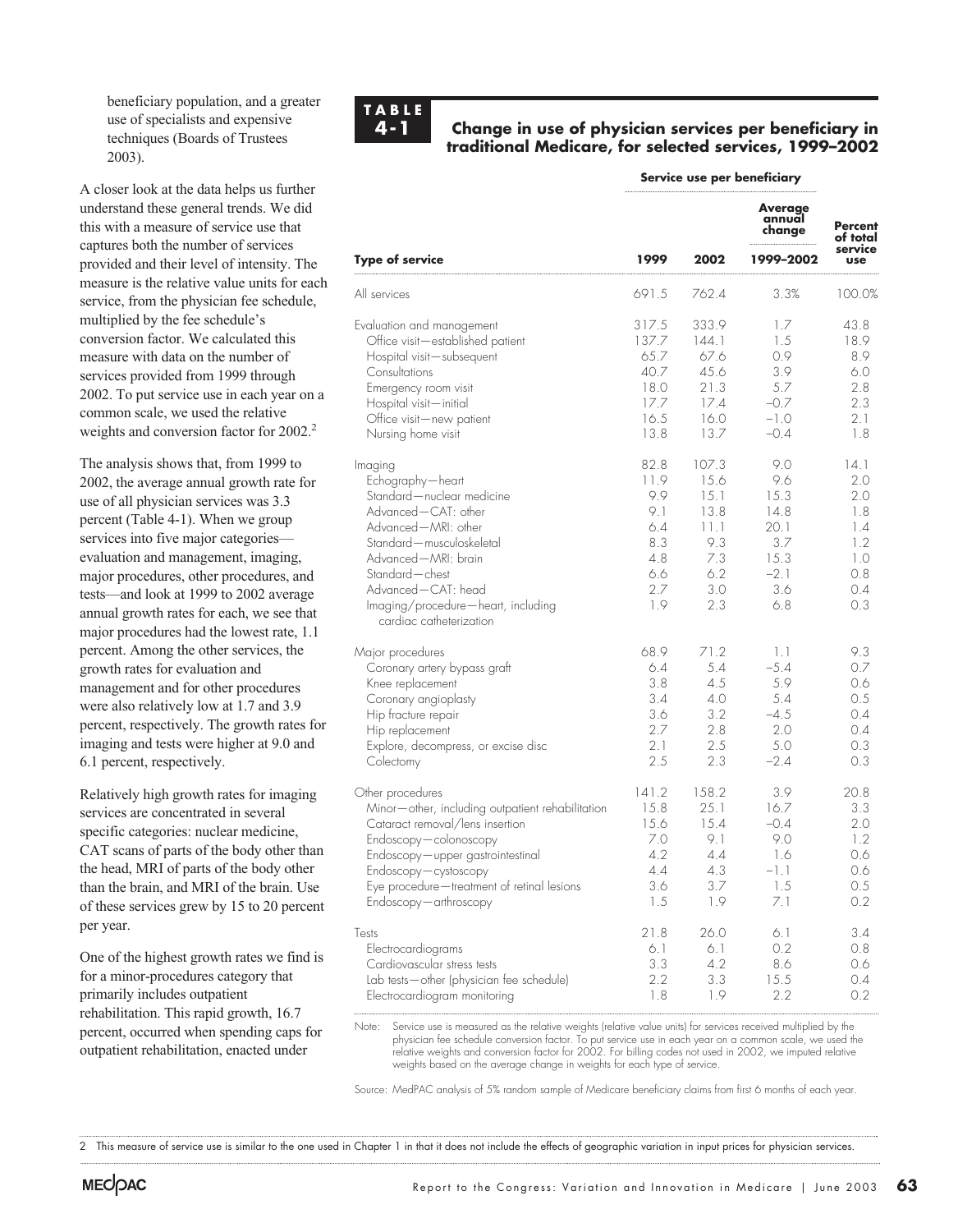beneficiary population, and a greater use of specialists and expensive techniques (Boards of Trustees 2003).

A closer look at the data helps us further understand these general trends. We did this with a measure of service use that captures both the number of services provided and their level of intensity. The measure is the relative value units for each service, from the physician fee schedule, multiplied by the fee schedule's conversion factor. We calculated this measure with data on the number of services provided from 1999 through 2002. To put service use in each year on a common scale, we used the relative weights and conversion factor for 2002.[2]

The analysis shows that, from 1999 to 2002, the average annual growth rate for use of all physician services was 3.3 percent (Table 4-1). When we group services into five major categories—evaluation and management, imaging, major procedures, other procedures, and tests—and look at 1999 to 2002 average annual growth rates for each, we see that major procedures had the lowest rate, 1.1 percent. Among the other services, the growth rates for evaluation and management and for other procedures were also relatively low at 1.7 and 3.9 percent, respectively. The growth rates for imaging and tests were higher at 9.0 and 6.1 percent, respectively.

Relatively high growth rates for imaging services are concentrated in several specific categories: nuclear medicine, CAT scans of parts of the body other than the head, MRI of parts of the body other than the brain, and MRI of the brain. Use of these services grew by 15 to 20 percent per year.

One of the highest growth rates we find is for a minor-procedures category that primarily includes outpatient rehabilitation. This rapid growth, 16.7 percent, occurred when spending caps for outpatient rehabilitation, enacted under

**TABLE 4-1**

**Change in use of physician services per beneficiary in traditional Medicare, for selected services, 1999–2002**

| | Service use per beneficiary | | | |
|---|---|---|---|---|
| **Type of service** | **1999** | **2002** | **Average annual change 1999–2002** | **Percent of total service use** |
| All services | 691.5 | 762.4 | 3.3% | 100.0% |
| Evaluation and management | 317.5 | 333.9 | 1.7 | 43.8 |
| Office visit—established patient | 137.7 | 144.1 | 1.5 | 18.9 |
| Hospital visit—subsequent | 65.7 | 67.6 | 0.9 | 8.9 |
| Consultations | 40.7 | 45.6 | 3.9 | 6.0 |
| Emergency room visit | 18.0 | 21.3 | 5.7 | 2.8 |
| Hospital visit—initial | 17.7 | 17.4 | –0.7 | 2.3 |
| Office visit—new patient | 16.5 | 16.0 | –1.0 | 2.1 |
| Nursing home visit | 13.8 | 13.7 | –0.4 | 1.8 |
| Imaging | 82.8 | 107.3 | 9.0 | 14.1 |
| Echography—heart | 11.9 | 15.6 | 9.6 | 2.0 |
| Standard—nuclear medicine | 9.9 | 15.1 | 15.3 | 2.0 |
| Advanced—CAT: other | 9.1 | 13.8 | 14.8 | 1.8 |
| Advanced—MRI: other | 6.4 | 11.1 | 20.1 | 1.4 |
| Standard—musculoskeletal | 8.3 | 9.3 | 3.7 | 1.2 |
| Advanced—MRI: brain | 4.8 | 7.3 | 15.3 | 1.0 |
| Standard—chest | 6.6 | 6.2 | –2.1 | 0.8 |
| Advanced—CAT: head | 2.7 | 3.0 | 3.6 | 0.4 |
| Imaging/procedure—heart, including cardiac catheterization | 1.9 | 2.3 | 6.8 | 0.3 |
| Major procedures | 68.9 | 71.2 | 1.1 | 9.3 |
| Coronary artery bypass graft | 6.4 | 5.4 | –5.4 | 0.7 |
| Knee replacement | 3.8 | 4.5 | 5.9 | 0.6 |
| Coronary angioplasty | 3.4 | 4.0 | 5.4 | 0.5 |
| Hip fracture repair | 3.6 | 3.2 | –4.5 | 0.4 |
| Hip replacement | 2.7 | 2.8 | 2.0 | 0.4 |
| Explore, decompress, or excise disc | 2.1 | 2.5 | 5.0 | 0.3 |
| Colectomy | 2.5 | 2.3 | –2.4 | 0.3 |
| Other procedures | 141.2 | 158.2 | 3.9 | 20.8 |
| Minor—other, including outpatient rehabilitation | 15.8 | 25.1 | 16.7 | 3.3 |
| Cataract removal/lens insertion | 15.6 | 15.4 | –0.4 | 2.0 |
| Endoscopy—colonoscopy | 7.0 | 9.1 | 9.0 | 1.2 |
| Endoscopy—upper gastrointestinal | 4.2 | 4.4 | 1.6 | 0.6 |
| Endoscopy—cystoscopy | 4.4 | 4.3 | –1.1 | 0.6 |
| Eye procedure—treatment of retinal lesions | 3.6 | 3.7 | 1.5 | 0.5 |
| Endoscopy—arthroscopy | 1.5 | 1.9 | 7.1 | 0.2 |
| Tests | 21.8 | 26.0 | 6.1 | 3.4 |
| Electrocardiograms | 6.1 | 6.1 | 0.2 | 0.8 |
| Cardiovascular stress tests | 3.3 | 4.2 | 8.6 | 0.6 |
| Lab tests—other (physician fee schedule) | 2.2 | 3.3 | 15.5 | 0.4 |
| Electrocardiogram monitoring | 1.8 | 1.9 | 2.2 | 0.2 |

Note: Service use is measured as the relative weights (relative value units) for services received multiplied by the physician fee schedule conversion factor. To put service use in each year on a common scale, we used the relative weights and conversion factor for 2002. For billing codes not used in 2002, we imputed relative weights based on the average change in weights for each type of service.

Source: MedPAC analysis of 5% random sample of Medicare beneficiary claims from first 6 months of each year.

2 This measure of service use is similar to the one used in Chapter 1 in that it does not include the effects of geographic variation in input prices for physician services.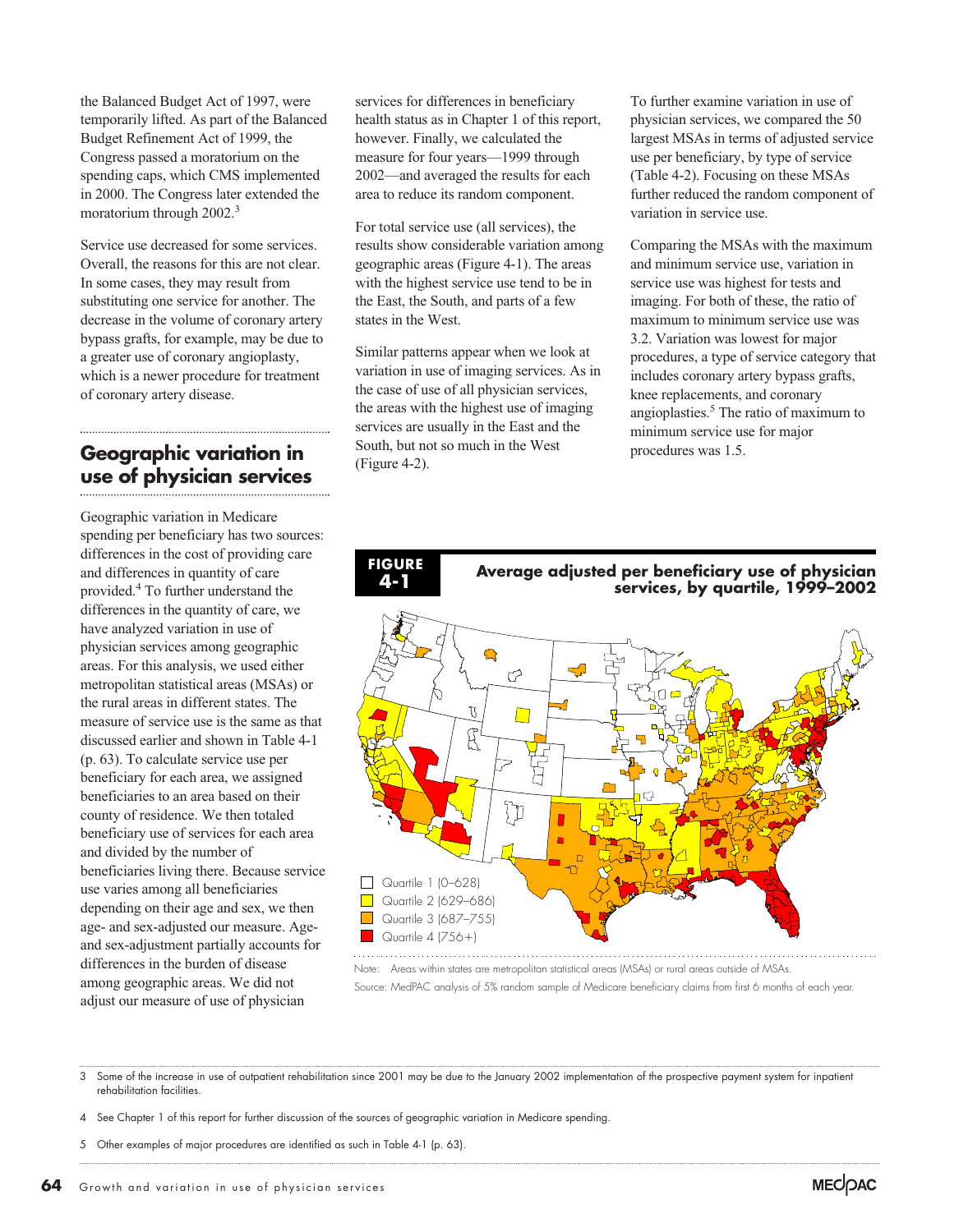the Balanced Budget Act of 1997, were temporarily lifted. As part of the Balanced Budget Refinement Act of 1999, the Congress passed a moratorium on the spending caps, which CMS implemented in 2000. The Congress later extended the moratorium through 2002.[3]

Service use decreased for some services. Overall, the reasons for this are not clear. In some cases, they may result from substituting one service for another. The decrease in the volume of coronary artery bypass grafts, for example, may be due to a greater use of coronary angioplasty, which is a newer procedure for treatment of coronary artery disease.

## Geographic variation in use of physician services

Geographic variation in Medicare spending per beneficiary has two sources: differences in the cost of providing care and differences in quantity of care provided.[4] To further understand the differences in the quantity of care, we have analyzed variation in use of physician services among geographic areas. For this analysis, we used either metropolitan statistical areas (MSAs) or the rural areas in different states. The measure of service use is the same as that discussed earlier and shown in Table 4-1 (p. 63). To calculate service use per beneficiary for each area, we assigned beneficiaries to an area based on their county of residence. We then totaled beneficiary use of services for each area and divided by the number of beneficiaries living there. Because service use varies among all beneficiaries depending on their age and sex, we then age- and sex-adjusted our measure. Age- and sex-adjustment partially accounts for differences in the burden of disease among geographic areas. We did not adjust our measure of use of physician services for differences in beneficiary health status as in Chapter 1 of this report, however. Finally, we calculated the measure for four years—1999 through 2002—and averaged the results for each area to reduce its random component.

For total service use (all services), the results show considerable variation among geographic areas (Figure 4-1). The areas with the highest service use tend to be in the East, the South, and parts of a few states in the West.

Similar patterns appear when we look at variation in use of imaging services. As in the case of use of all physician services, the areas with the highest use of imaging services are usually in the East and the South, but not so much in the West (Figure 4-2).

To further examine variation in use of physician services, we compared the 50 largest MSAs in terms of adjusted service use per beneficiary, by type of service (Table 4-2). Focusing on these MSAs further reduced the random component of variation in service use.

Comparing the MSAs with the maximum and minimum service use, variation in service use was highest for tests and imaging. For both of these, the ratio of maximum to minimum service use was 3.2. Variation was lowest for major procedures, a type of service category that includes coronary artery bypass grafts, knee replacements, and coronary angioplasties.[5] The ratio of maximum to minimum service use for major procedures was 1.5.

**FIGURE 4-1** **Average adjusted per beneficiary use of physician services, by quartile, 1999–2002**

Quartile 1 (0–628)
Quartile 2 (629–686)
Quartile 3 (687–755)
Quartile 4 (756+)

Note: Areas within states are metropolitan statistical areas (MSAs) or rural areas outside of MSAs.
Source: MedPAC analysis of 5% random sample of Medicare beneficiary claims from first 6 months of each year.

---

3 Some of the increase in use of outpatient rehabilitation since 2001 may be due to the January 2002 implementation of the prospective payment system for inpatient rehabilitation facilities.

4 See Chapter 1 of this report for further discussion of the sources of geographic variation in Medicare spending.

5 Other examples of major procedures are identified as such in Table 4-1 (p. 63).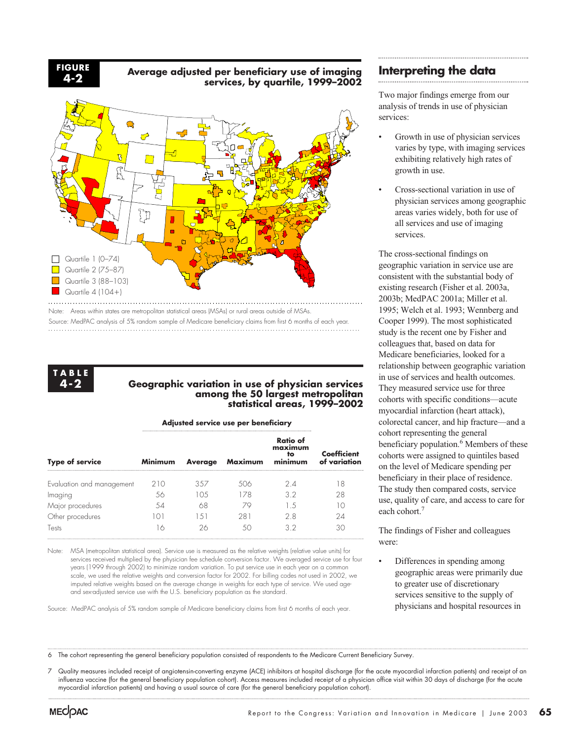**FIGURE 4-2**

**Average adjusted per beneficiary use of imaging services, by quartile, 1999–2002**

Quartile 1 (0–74)
Quartile 2 (75–87)
Quartile 3 (88–103)
Quartile 4 (104+)

Note: Areas within states are metropolitan statistical areas (MSAs) or rural areas outside of MSAs.

Source: MedPAC analysis of 5% random sample of Medicare beneficiary claims from first 6 months of each year.

**TABLE 4-2**

**Geographic variation in use of physician services among the 50 largest metropolitan statistical areas, 1999–2002**

| | Adjusted service use per beneficiary | | | | |
|---|---|---|---|---|---|
| **Type of service** | **Minimum** | **Average** | **Maximum** | **Ratio of maximum to minimum** | **Coefficient of variation** |
| Evaluation and management | 210 | 357 | 506 | 2.4 | 18 |
| Imaging | 56 | 105 | 178 | 3.2 | 28 |
| Major procedures | 54 | 68 | 79 | 1.5 | 10 |
| Other procedures | 101 | 151 | 281 | 2.8 | 24 |
| Tests | 16 | 26 | 50 | 3.2 | 30 |

Note: MSA (metropolitan statistical area). Service use is measured as the relative weights (relative value units) for services received multiplied by the physician fee schedule conversion factor. We averaged service use for four years (1999 through 2002) to minimize random variation. To put service use in each year on a common scale, we used the relative weights and conversion factor for 2002. For billing codes not used in 2002, we imputed relative weights based on the average change in weights for each type of service. We used age- and sex-adjusted service use with the U.S. beneficiary population as the standard.

Source: MedPAC analysis of 5% random sample of Medicare beneficiary claims from first 6 months of each year.

## Interpreting the data

Two major findings emerge from our analysis of trends in use of physician services:

- Growth in use of physician services varies by type, with imaging services exhibiting relatively high rates of growth in use.
- Cross-sectional variation in use of physician services among geographic areas varies widely, both for use of all services and use of imaging services.

The cross-sectional findings on geographic variation in service use are consistent with the substantial body of existing research (Fisher et al. 2003a, 2003b; MedPAC 2001a; Miller et al. 1995; Welch et al. 1993; Wennberg and Cooper 1999). The most sophisticated study is the recent one by Fisher and colleagues that, based on data for Medicare beneficiaries, looked for a relationship between geographic variation in use of services and health outcomes. They measured service use for three cohorts with specific conditions—acute myocardial infarction (heart attack), colorectal cancer, and hip fracture—and a cohort representing the general beneficiary population.[6] Members of these cohorts were assigned to quintiles based on the level of Medicare spending per beneficiary in their place of residence. The study then compared costs, service use, quality of care, and access to care for each cohort.[7]

The findings of Fisher and colleagues were:

- Differences in spending among geographic areas were primarily due to greater use of discretionary services sensitive to the supply of physicians and hospital resources in

---

6 The cohort representing the general beneficiary population consisted of respondents to the Medicare Current Beneficiary Survey.

7 Quality measures included receipt of angiotensin-converting enzyme (ACE) inhibitors at hospital discharge (for the acute myocardial infarction patients) and receipt of an influenza vaccine (for the general beneficiary population cohort). Access measures included receipt of a physician office visit within 30 days of discharge (for the acute myocardial infarction patients) and having a usual source of care (for the general beneficiary population cohort).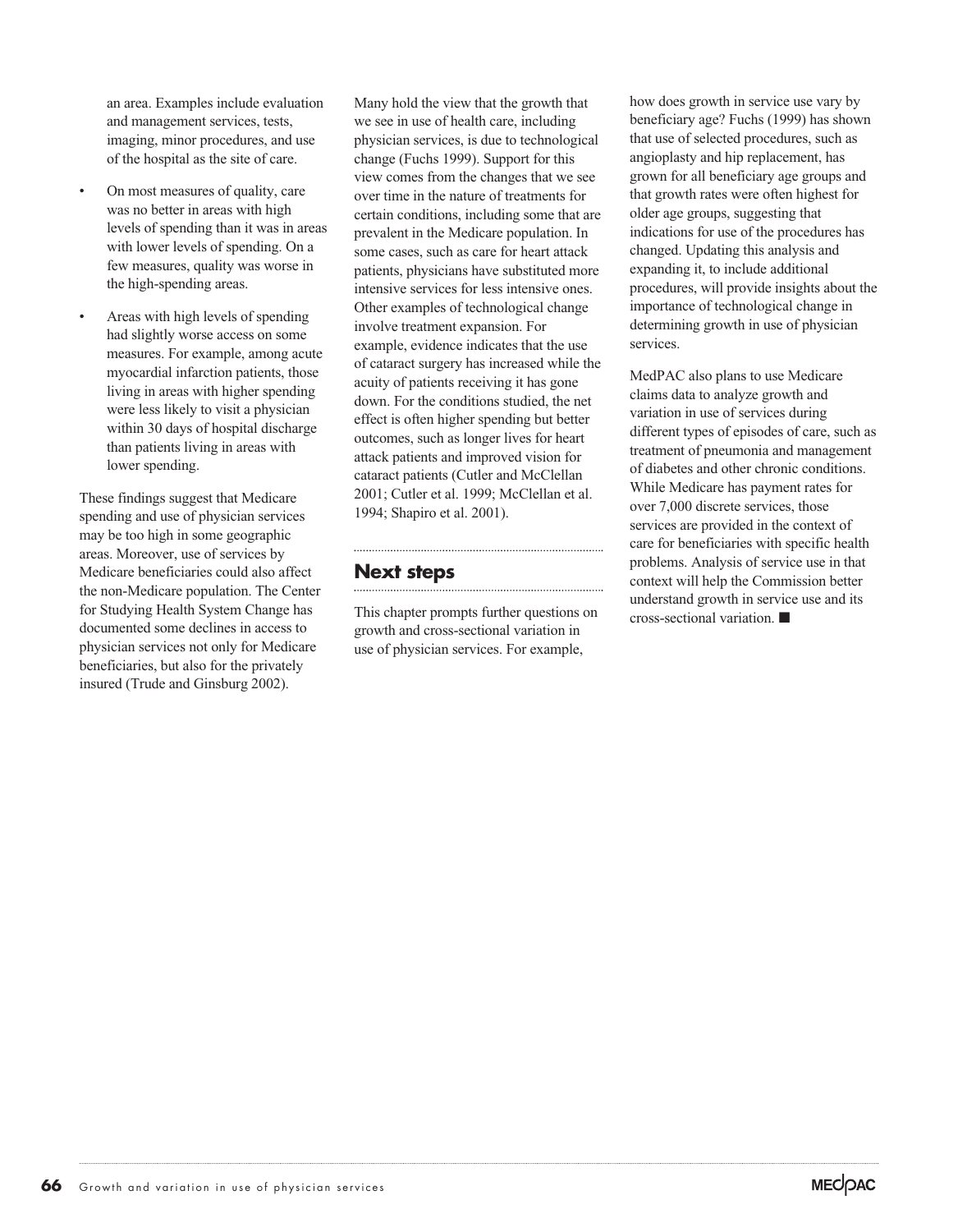an area. Examples include evaluation and management services, tests, imaging, minor procedures, and use of the hospital as the site of care.

- On most measures of quality, care was no better in areas with high levels of spending than it was in areas with lower levels of spending. On a few measures, quality was worse in the high-spending areas.
- Areas with high levels of spending had slightly worse access on some measures. For example, among acute myocardial infarction patients, those living in areas with higher spending were less likely to visit a physician within 30 days of hospital discharge than patients living in areas with lower spending.

These findings suggest that Medicare spending and use of physician services may be too high in some geographic areas. Moreover, use of services by Medicare beneficiaries could also affect the non-Medicare population. The Center for Studying Health System Change has documented some declines in access to physician services not only for Medicare beneficiaries, but also for the privately insured (Trude and Ginsburg 2002).

Many hold the view that the growth that we see in use of health care, including physician services, is due to technological change (Fuchs 1999). Support for this view comes from the changes that we see over time in the nature of treatments for certain conditions, including some that are prevalent in the Medicare population. In some cases, such as care for heart attack patients, physicians have substituted more intensive services for less intensive ones. Other examples of technological change involve treatment expansion. For example, evidence indicates that the use of cataract surgery has increased while the acuity of patients receiving it has gone down. For the conditions studied, the net effect is often higher spending but better outcomes, such as longer lives for heart attack patients and improved vision for cataract patients (Cutler and McClellan 2001; Cutler et al. 1999; McClellan et al. 1994; Shapiro et al. 2001).

## Next steps

This chapter prompts further questions on growth and cross-sectional variation in use of physician services. For example, how does growth in service use vary by beneficiary age? Fuchs (1999) has shown that use of selected procedures, such as angioplasty and hip replacement, has grown for all beneficiary age groups and that growth rates were often highest for older age groups, suggesting that indications for use of the procedures has changed. Updating this analysis and expanding it, to include additional procedures, will provide insights about the importance of technological change in determining growth in use of physician services.

MedPAC also plans to use Medicare claims data to analyze growth and variation in use of services during different types of episodes of care, such as treatment of pneumonia and management of diabetes and other chronic conditions. While Medicare has payment rates for over 7,000 discrete services, those services are provided in the context of care for beneficiaries with specific health problems. Analysis of service use in that context will help the Commission better understand growth in service use and its cross-sectional variation. ■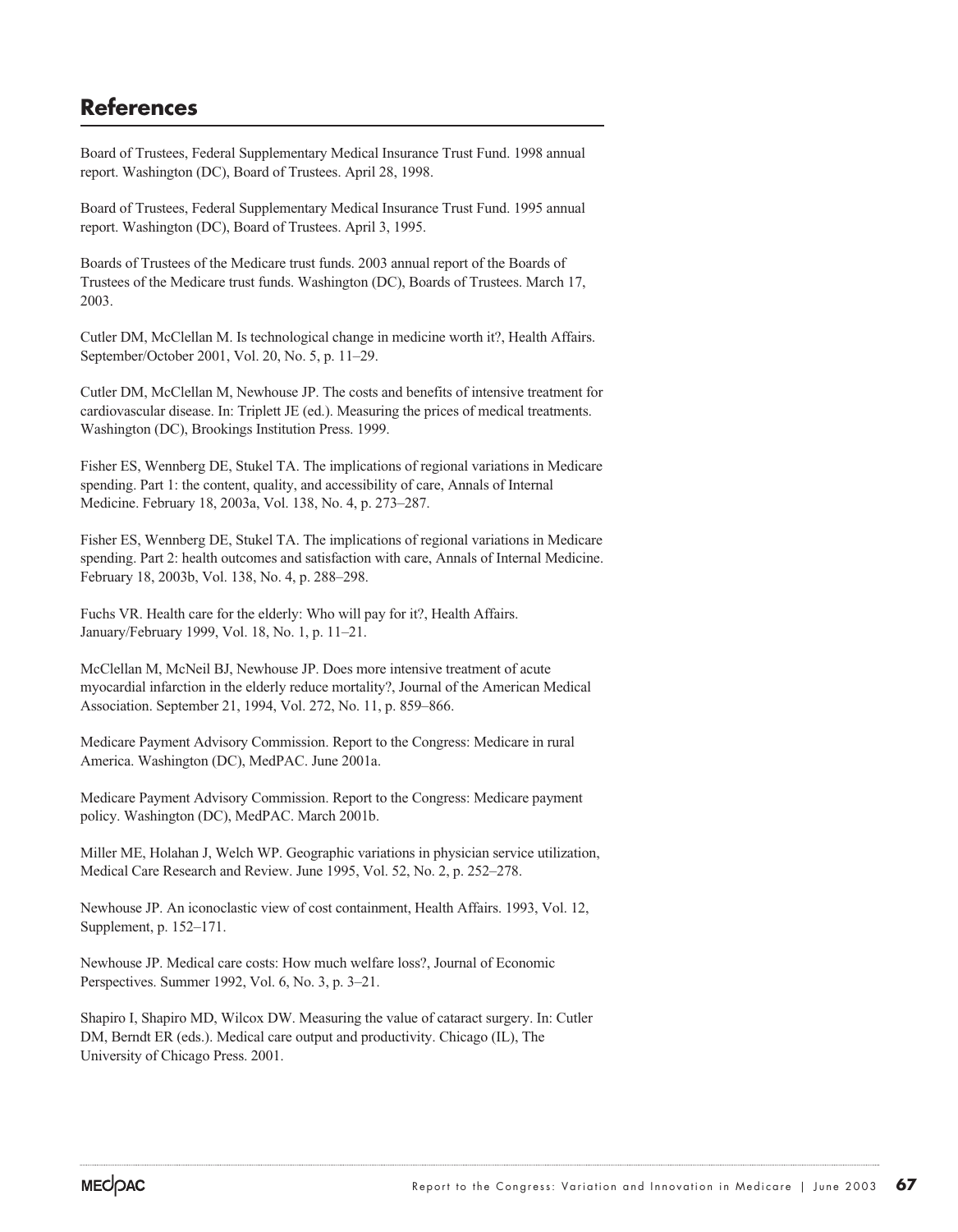## References

Board of Trustees, Federal Supplementary Medical Insurance Trust Fund. 1998 annual report. Washington (DC), Board of Trustees. April 28, 1998.

Board of Trustees, Federal Supplementary Medical Insurance Trust Fund. 1995 annual report. Washington (DC), Board of Trustees. April 3, 1995.

Boards of Trustees of the Medicare trust funds. 2003 annual report of the Boards of Trustees of the Medicare trust funds. Washington (DC), Boards of Trustees. March 17, 2003.

Cutler DM, McClellan M. Is technological change in medicine worth it?, Health Affairs. September/October 2001, Vol. 20, No. 5, p. 11–29.

Cutler DM, McClellan M, Newhouse JP. The costs and benefits of intensive treatment for cardiovascular disease. In: Triplett JE (ed.). Measuring the prices of medical treatments. Washington (DC), Brookings Institution Press. 1999.

Fisher ES, Wennberg DE, Stukel TA. The implications of regional variations in Medicare spending. Part 1: the content, quality, and accessibility of care, Annals of Internal Medicine. February 18, 2003a, Vol. 138, No. 4, p. 273–287.

Fisher ES, Wennberg DE, Stukel TA. The implications of regional variations in Medicare spending. Part 2: health outcomes and satisfaction with care, Annals of Internal Medicine. February 18, 2003b, Vol. 138, No. 4, p. 288–298.

Fuchs VR. Health care for the elderly: Who will pay for it?, Health Affairs. January/February 1999, Vol. 18, No. 1, p. 11–21.

McClellan M, McNeil BJ, Newhouse JP. Does more intensive treatment of acute myocardial infarction in the elderly reduce mortality?, Journal of the American Medical Association. September 21, 1994, Vol. 272, No. 11, p. 859–866.

Medicare Payment Advisory Commission. Report to the Congress: Medicare in rural America. Washington (DC), MedPAC. June 2001a.

Medicare Payment Advisory Commission. Report to the Congress: Medicare payment policy. Washington (DC), MedPAC. March 2001b.

Miller ME, Holahan J, Welch WP. Geographic variations in physician service utilization, Medical Care Research and Review. June 1995, Vol. 52, No. 2, p. 252–278.

Newhouse JP. An iconoclastic view of cost containment, Health Affairs. 1993, Vol. 12, Supplement, p. 152–171.

Newhouse JP. Medical care costs: How much welfare loss?, Journal of Economic Perspectives. Summer 1992, Vol. 6, No. 3, p. 3–21.

Shapiro I, Shapiro MD, Wilcox DW. Measuring the value of cataract surgery. In: Cutler DM, Berndt ER (eds.). Medical care output and productivity. Chicago (IL), The University of Chicago Press. 2001.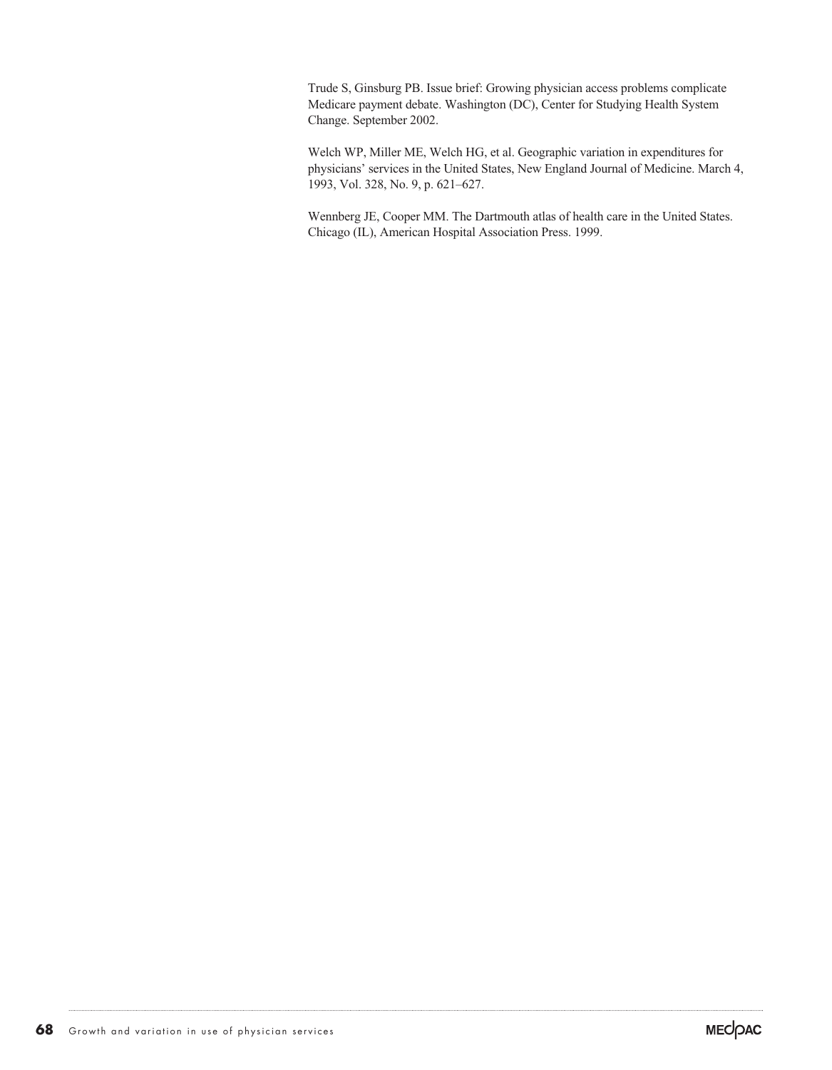Trude S, Ginsburg PB. Issue brief: Growing physician access problems complicate Medicare payment debate. Washington (DC), Center for Studying Health System Change. September 2002.

Welch WP, Miller ME, Welch HG, et al. Geographic variation in expenditures for physicians' services in the United States, New England Journal of Medicine. March 4, 1993, Vol. 328, No. 9, p. 621–627.

Wennberg JE, Cooper MM. The Dartmouth atlas of health care in the United States. Chicago (IL), American Hospital Association Press. 1999.